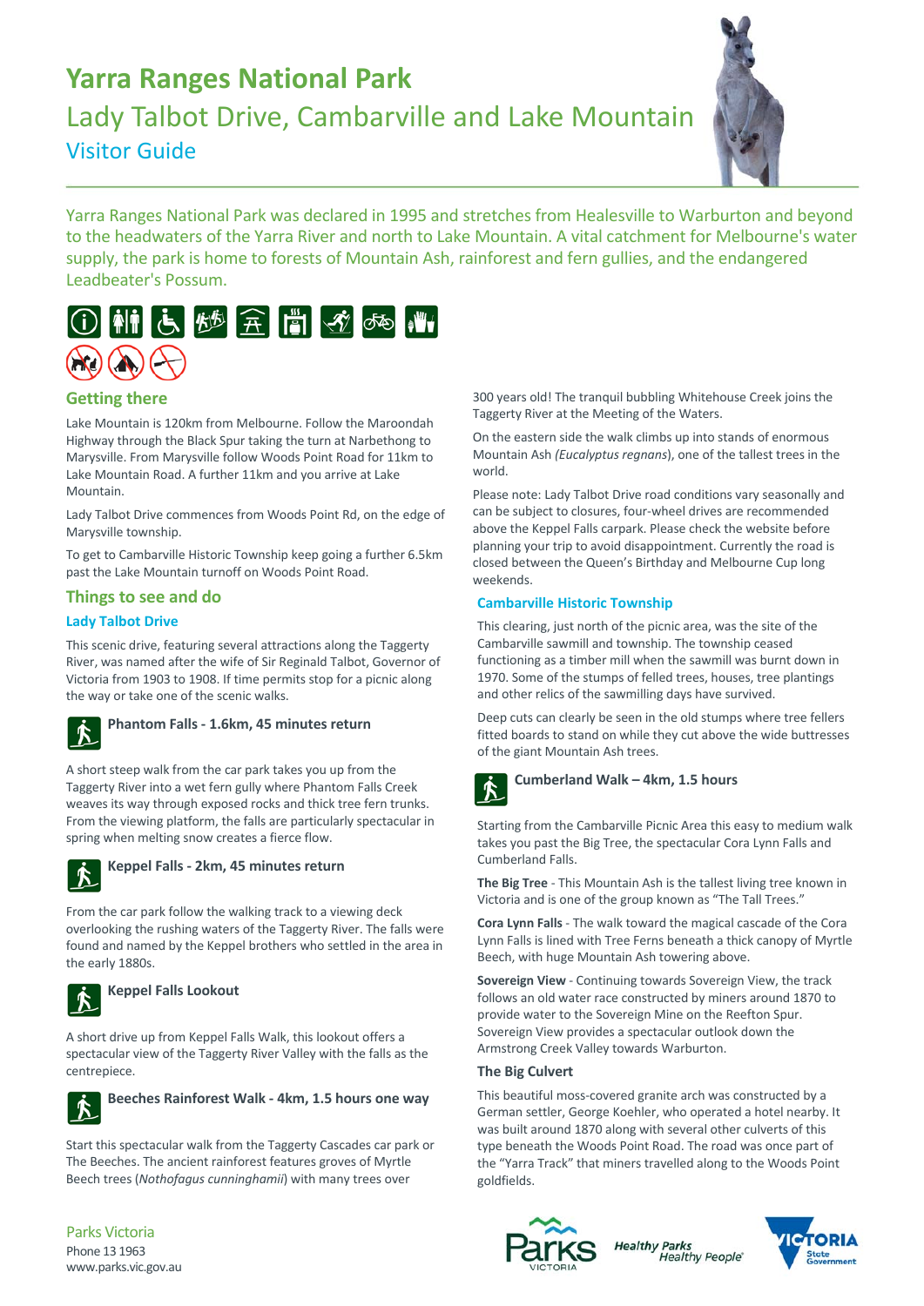# Yarra Ranges National Park

## Lady Talbot Drive, Cambarville and Lake Mountain

### Visitor Guide

Yarra Ranges National Park was declared in 1995 and stretches from Healesville to Warburton and beyond to the headwaters of the Yarra River and north to Lake Mountain. A vital catchment for Melbourne's water supply, the park is home to forests of Mountain Ash, rainforest and fern gullies, and the endangered Leadbeater's Possum.

## Getting there

Lake Mountain is 120km from Melbourne. Follow the Maroondah Highway through the Black Spur taking the turn at Narbethong to Marysville. From Marysville follow Woods Point Road for 11km to Lake Mountain Road. A further 11km and you arrive at Lake Mountain.

Lady Talbot Drive commences from Woods Point Rd, on the edge of Marysville township.

To get to Cambarville Historic Township keep going a further 6.5km past the Lake Mountain turnoff on Woods Point Road.

## Things to see and do

### Lady Talbot Drive

This scenic drive, featuring several attractions along the Taggerty River, was named after the wife of Sir Reginald Talbot, Governor of Victoria from 1903 to 1908. If time permits stop for a picnic along the way or take one of the scenic walks.

#### Phantom Falls - 1.6km, 45 minutes return

A short steep walk from the car park takes you up from the Taggerty River into a wet fern gully where Phantom Falls Creek weaves its way through exposed rocks and thick tree fern trunks. From the viewing platform, the falls are particularly spectacular in spring when melting snow creates a fierce flow.

#### Keppel Falls - 2km, 45 minutes return

From the car park follow the walking track to a viewing deck overlooking the rushing waters of the Taggerty River. The falls were found and named by the Keppel brothers who settled in the area in the early 1880s.

#### Keppel Falls Lookout

A short drive up from Keppel Falls Walk, this lookout offers a spectacular view of the Taggerty River Valley with the falls as the centrepiece.

#### Beeches Rainforest Walk - 4km, 1.5 hours one way

Start this spectacular walk from the Taggerty Cascades car park or The Beeches. The ancient rainforest features groves of Myrtle Beech trees (*Nothofagus cunninghamii*) with many trees over 300 years old! The tranquil bubbling Whitehouse Creek joins the Taggerty River at the Meeting of the Waters.

On the eastern side the walk climbs up into stands of enormous Mountain Ash (*Eucalyptus regnans*), one of the tallest trees in the world.

Please note: Lady Talbot Drive road conditions vary seasonally and can be subject to closures, four-wheel drives are recommended above the Keppel Falls carpark. Please check the website before planning your trip to avoid disappointment. Currently the road is closed between the Queen's Birthday and Melbourne Cup long weekends.

### Cambarville Historic Township

This clearing, just north of the picnic area, was the site of the Cambarville sawmill and township. The township ceased functioning as a timber mill when the sawmill was burnt down in 1970. Some of the stumps of felled trees, houses, tree plantings and other relics of the sawmilling days have survived.

Deep cuts can clearly be seen in the old stumps where tree fellers fitted boards to stand on while they cut above the wide buttresses of the giant Mountain Ash trees.

#### Cumberland Walk – 4km, 1.5 hours

Starting from the Cambarville Picnic Area this easy to medium walk takes you past the Big Tree, the spectacular Cora Lynn Falls and Cumberland Falls.

**The Big Tree** - This Mountain Ash is the tallest living tree known in Victoria and is one of the group known as "The Tall Trees."

**Cora Lynn Falls** - The walk toward the magical cascade of the Cora Lynn Falls is lined with Tree Ferns beneath a thick canopy of Myrtle Beech, with huge Mountain Ash towering above.

**Sovereign View** - Continuing towards Sovereign View, the track follows an old water race constructed by miners around 1870 to provide water to the Sovereign Mine on the Reefton Spur. Sovereign View provides a spectacular outlook down the Armstrong Creek Valley towards Warburton.

#### The Big Culvert

This beautiful moss-covered granite arch was constructed by a German settler, George Koehler, who operated a hotel nearby. It was built around 1870 along with several other culverts of this type beneath the Woods Point Road. The road was once part of the "Yarra Track" that miners travelled along to the Woods Point goldfields.

Parks Victoria
Phone 13 1963
www.parks.vic.gov.au

Healthy Parks Healthy People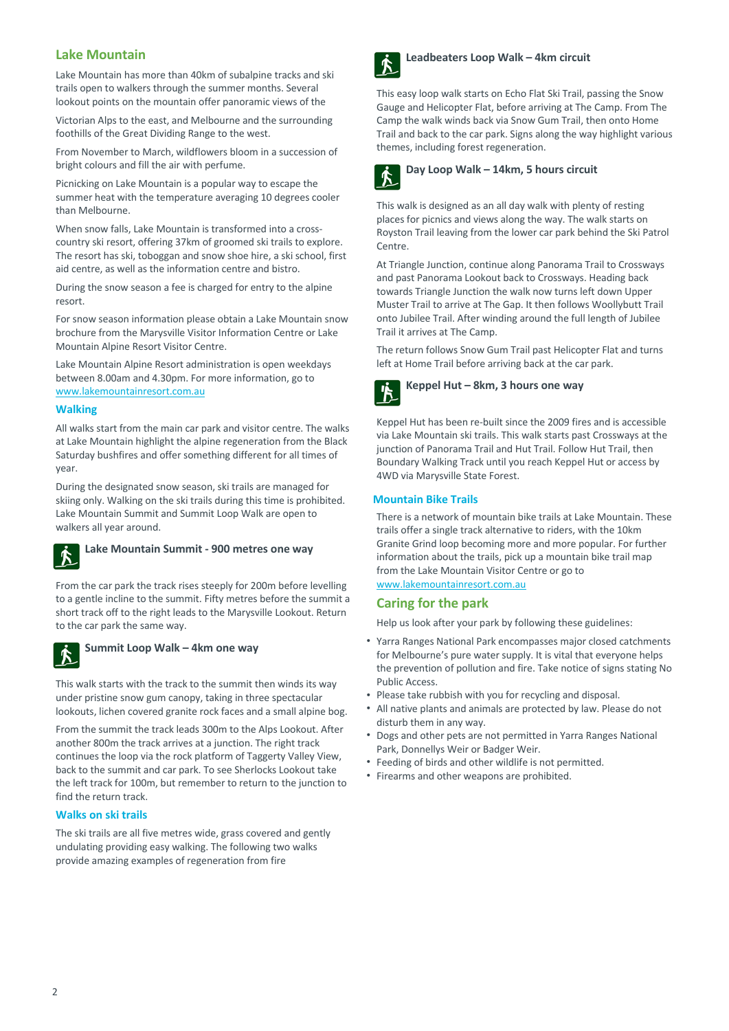## Lake Mountain

Lake Mountain has more than 40km of subalpine tracks and ski trails open to walkers through the summer months. Several lookout points on the mountain offer panoramic views of the

Victorian Alps to the east, and Melbourne and the surrounding foothills of the Great Dividing Range to the west.

From November to March, wildflowers bloom in a succession of bright colours and fill the air with perfume.

Picnicking on Lake Mountain is a popular way to escape the summer heat with the temperature averaging 10 degrees cooler than Melbourne.

When snow falls, Lake Mountain is transformed into a cross-country ski resort, offering 37km of groomed ski trails to explore. The resort has ski, toboggan and snow shoe hire, a ski school, first aid centre, as well as the information centre and bistro.

During the snow season a fee is charged for entry to the alpine resort.

For snow season information please obtain a Lake Mountain snow brochure from the Marysville Visitor Information Centre or Lake Mountain Alpine Resort Visitor Centre.

Lake Mountain Alpine Resort administration is open weekdays between 8.00am and 4.30pm. For more information, go to www.lakemountainresort.com.au

### Walking

All walks start from the main car park and visitor centre. The walks at Lake Mountain highlight the alpine regeneration from the Black Saturday bushfires and offer something different for all times of year.

During the designated snow season, ski trails are managed for skiing only. Walking on the ski trails during this time is prohibited. Lake Mountain Summit and Summit Loop Walk are open to walkers all year around.

#### Lake Mountain Summit - 900 metres one way

From the car park the track rises steeply for 200m before levelling to a gentle incline to the summit. Fifty metres before the summit a short track off to the right leads to the Marysville Lookout. Return to the car park the same way.

#### Summit Loop Walk – 4km one way

This walk starts with the track to the summit then winds its way under pristine snow gum canopy, taking in three spectacular lookouts, lichen covered granite rock faces and a small alpine bog.

From the summit the track leads 300m to the Alps Lookout. After another 800m the track arrives at a junction. The right track continues the loop via the rock platform of Taggerty Valley View, back to the summit and car park. To see Sherlocks Lookout take the left track for 100m, but remember to return to the junction to find the return track.

### Walks on ski trails

The ski trails are all five metres wide, grass covered and gently undulating providing easy walking. The following two walks provide amazing examples of regeneration from fire

#### Leadbeaters Loop Walk – 4km circuit

This easy loop walk starts on Echo Flat Ski Trail, passing the Snow Gauge and Helicopter Flat, before arriving at The Camp. From The Camp the walk winds back via Snow Gum Trail, then onto Home Trail and back to the car park. Signs along the way highlight various themes, including forest regeneration.

#### Day Loop Walk – 14km, 5 hours circuit

This walk is designed as an all day walk with plenty of resting places for picnics and views along the way. The walk starts on Royston Trail leaving from the lower car park behind the Ski Patrol Centre.

At Triangle Junction, continue along Panorama Trail to Crossways and past Panorama Lookout back to Crossways. Heading back towards Triangle Junction the walk now turns left down Upper Muster Trail to arrive at The Gap. It then follows Woollybutt Trail onto Jubilee Trail. After winding around the full length of Jubilee Trail it arrives at The Camp.

The return follows Snow Gum Trail past Helicopter Flat and turns left at Home Trail before arriving back at the car park.

#### Keppel Hut – 8km, 3 hours one way

Keppel Hut has been re-built since the 2009 fires and is accessible via Lake Mountain ski trails. This walk starts past Crossways at the junction of Panorama Trail and Hut Trail. Follow Hut Trail, then Boundary Walking Track until you reach Keppel Hut or access by 4WD via Marysville State Forest.

### Mountain Bike Trails

There is a network of mountain bike trails at Lake Mountain. These trails offer a single track alternative to riders, with the 10km Granite Grind loop becoming more and more popular. For further information about the trails, pick up a mountain bike trail map from the Lake Mountain Visitor Centre or go to www.lakemountainresort.com.au

## Caring for the park

Help us look after your park by following these guidelines:

- Yarra Ranges National Park encompasses major closed catchments for Melbourne's pure water supply. It is vital that everyone helps the prevention of pollution and fire. Take notice of signs stating No Public Access.
- Please take rubbish with you for recycling and disposal.
- All native plants and animals are protected by law. Please do not disturb them in any way.
- Dogs and other pets are not permitted in Yarra Ranges National Park, Donnellys Weir or Badger Weir.
- Feeding of birds and other wildlife is not permitted.
- Firearms and other weapons are prohibited.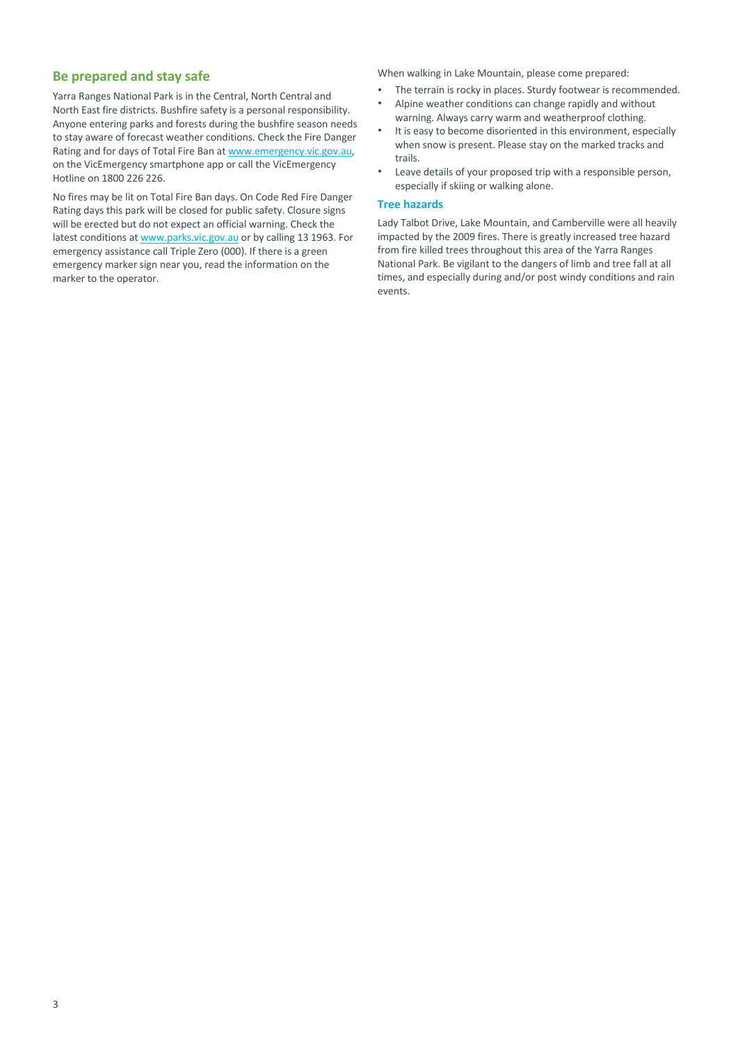## Be prepared and stay safe

Yarra Ranges National Park is in the Central, North Central and North East fire districts. Bushfire safety is a personal responsibility. Anyone entering parks and forests during the bushfire season needs to stay aware of forecast weather conditions. Check the Fire Danger Rating and for days of Total Fire Ban at www.emergency.vic.gov.au, on the VicEmergency smartphone app or call the VicEmergency Hotline on 1800 226 226.

No fires may be lit on Total Fire Ban days. On Code Red Fire Danger Rating days this park will be closed for public safety. Closure signs will be erected but do not expect an official warning. Check the latest conditions at www.parks.vic.gov.au or by calling 13 1963. For emergency assistance call Triple Zero (000). If there is a green emergency marker sign near you, read the information on the marker to the operator.

When walking in Lake Mountain, please come prepared:

- The terrain is rocky in places. Sturdy footwear is recommended.
- Alpine weather conditions can change rapidly and without warning. Always carry warm and weatherproof clothing.
- It is easy to become disoriented in this environment, especially when snow is present. Please stay on the marked tracks and trails.
- Leave details of your proposed trip with a responsible person, especially if skiing or walking alone.

### Tree hazards

Lady Talbot Drive, Lake Mountain, and Camberville were all heavily impacted by the 2009 fires. There is greatly increased tree hazard from fire killed trees throughout this area of the Yarra Ranges National Park. Be vigilant to the dangers of limb and tree fall at all times, and especially during and/or post windy conditions and rain events.